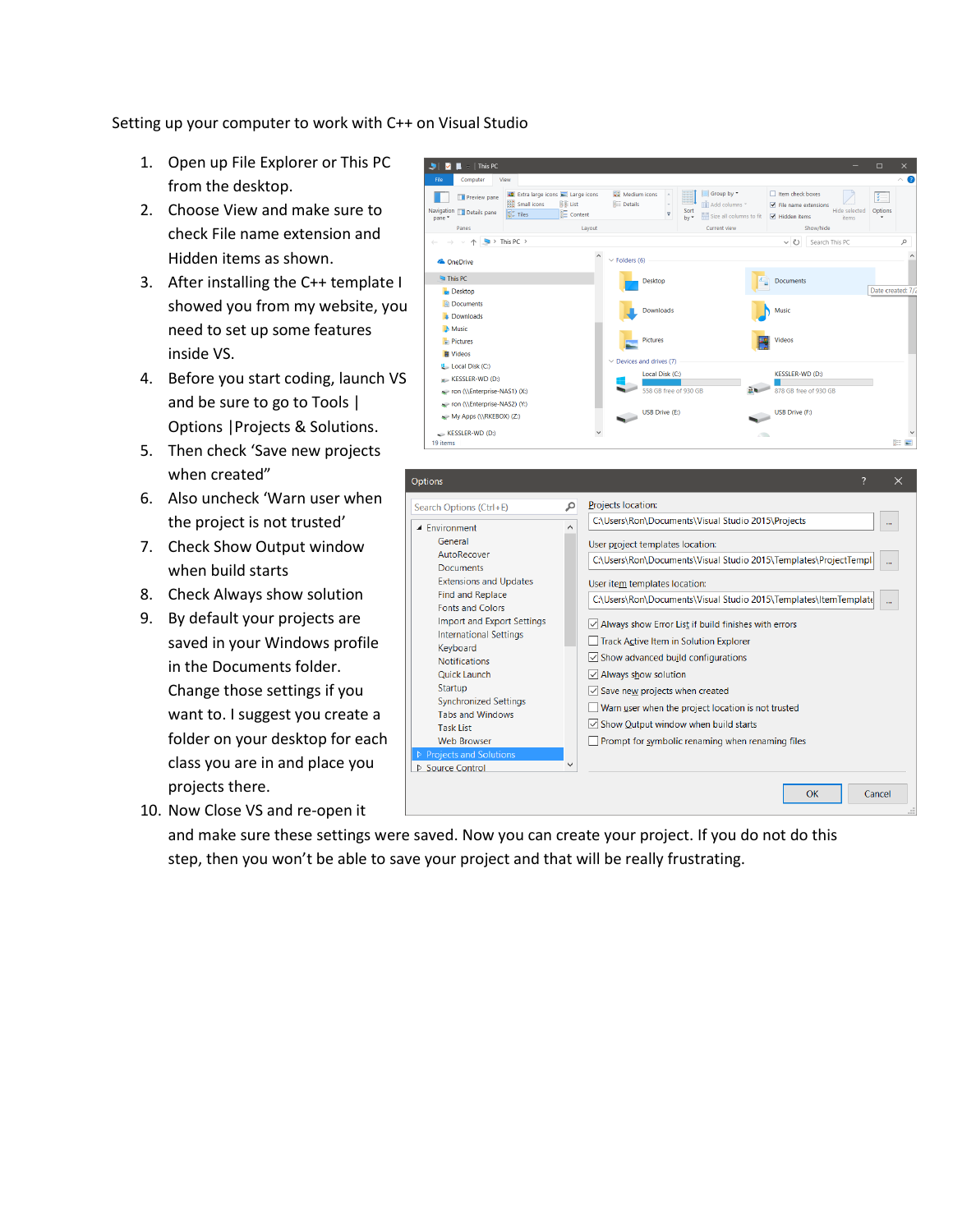Setting up your computer to work with C++ on Visual Studio

1. Open up File Explorer or This PC from the desktop.
2. Choose View and make sure to check File name extension and Hidden items as shown.
3. After installing the C++ template I showed you from my website, you need to set up some features inside VS.
4. Before you start coding, launch VS and be sure to go to Tools | Options |Projects & Solutions.
5. Then check 'Save new projects when created"
6. Also uncheck 'Warn user when the project is not trusted'
7. Check Show Output window when build starts
8. Check Always show solution
9. By default your projects are saved in your Windows profile in the Documents folder. Change those settings if you want to. I suggest you create a folder on your desktop for each class you are in and place you projects there.
10. Now Close VS and re-open it and make sure these settings were saved. Now you can create your project. If you do not do this step, then you won't be able to save your project and that will be really frustrating.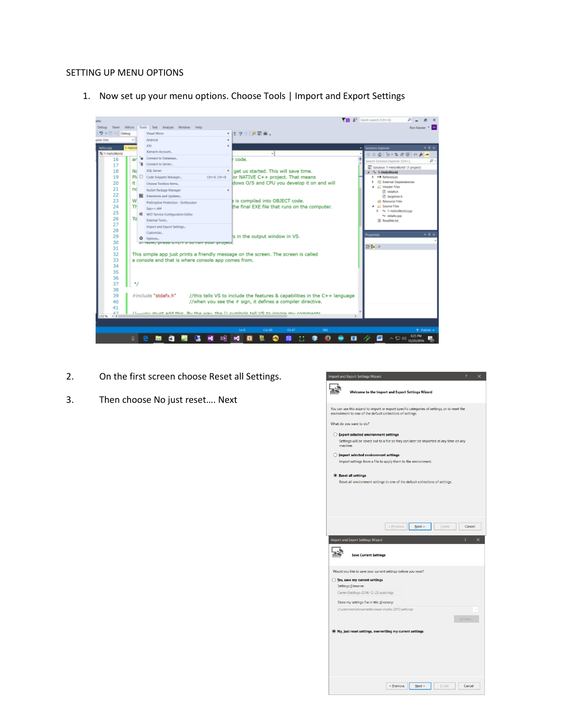SETTING UP MENU OPTIONS

1. Now set up your menu options. Choose Tools | Import and Export Settings

2. On the first screen choose Reset all Settings.

3. Then choose No just reset…. Next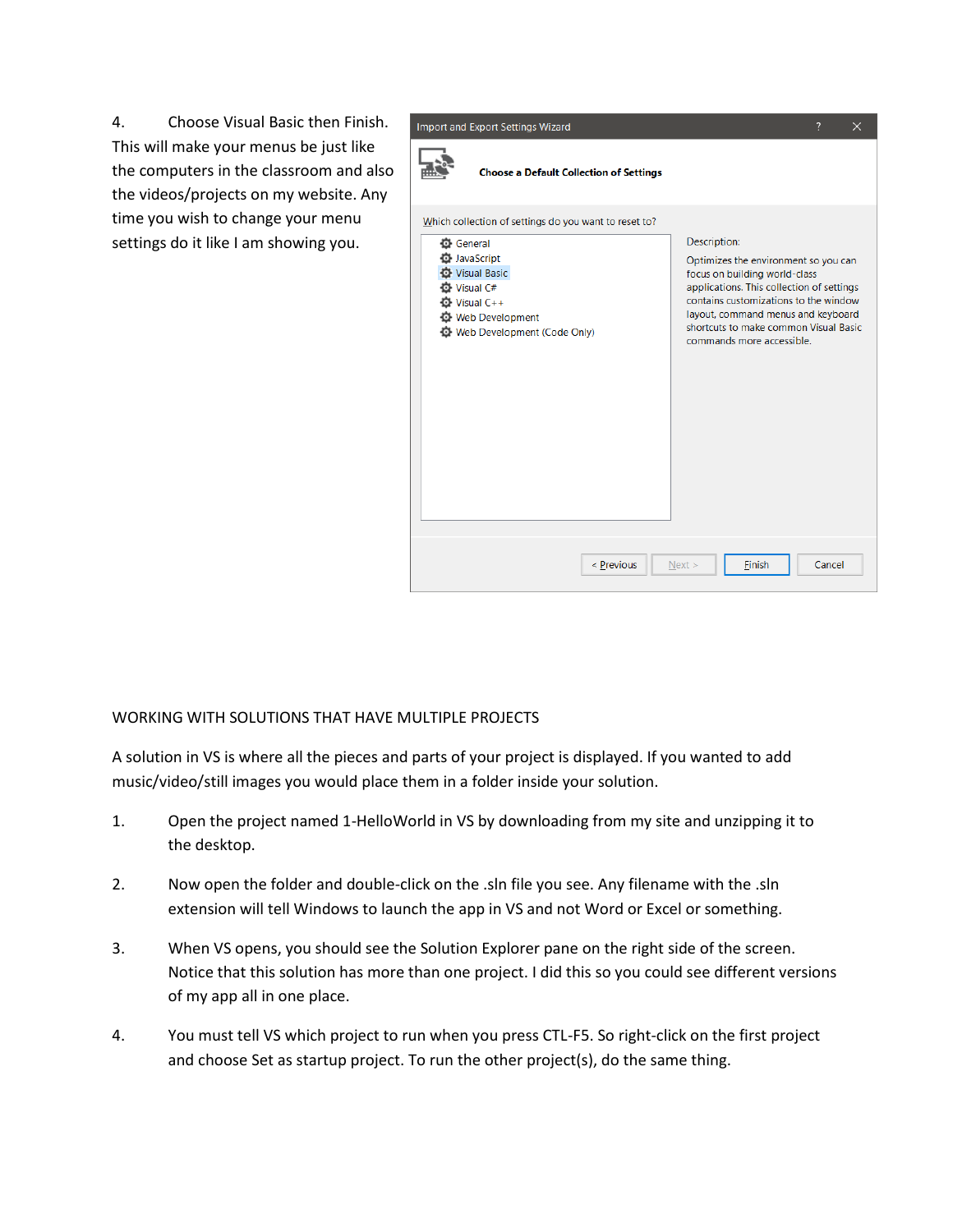4. Choose Visual Basic then Finish. This will make your menus be just like the computers in the classroom and also the videos/projects on my website. Any time you wish to change your menu settings do it like I am showing you.

WORKING WITH SOLUTIONS THAT HAVE MULTIPLE PROJECTS

A solution in VS is where all the pieces and parts of your project is displayed. If you wanted to add music/video/still images you would place them in a folder inside your solution.

1. Open the project named 1-HelloWorld in VS by downloading from my site and unzipping it to the desktop.

2. Now open the folder and double-click on the .sln file you see. Any filename with the .sln extension will tell Windows to launch the app in VS and not Word or Excel or something.

3. When VS opens, you should see the Solution Explorer pane on the right side of the screen. Notice that this solution has more than one project. I did this so you could see different versions of my app all in one place.

4. You must tell VS which project to run when you press CTL-F5. So right-click on the first project and choose Set as startup project. To run the other project(s), do the same thing.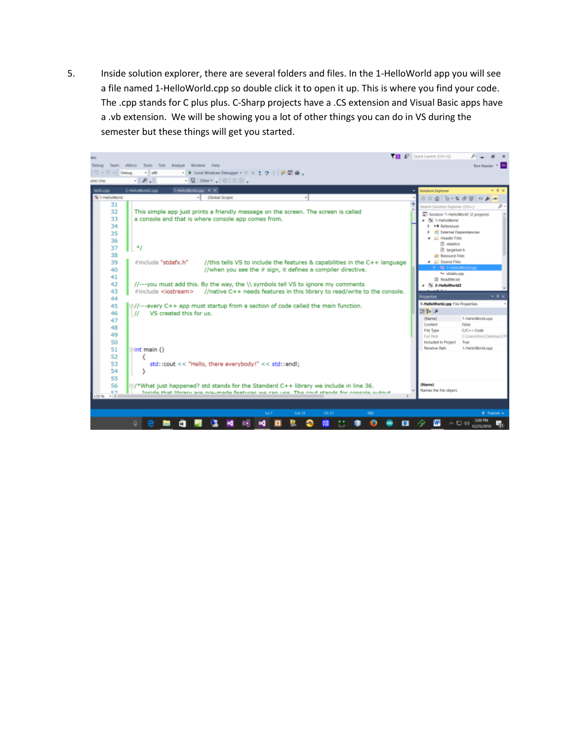5. Inside solution explorer, there are several folders and files. In the 1-HelloWorld app you will see a file named 1-HelloWorld.cpp so double click it to open it up. This is where you find your code. The .cpp stands for C plus plus. C-Sharp projects have a .CS extension and Visual Basic apps have a .vb extension. We will be showing you a lot of other things you can do in VS during the semester but these things will get you started.